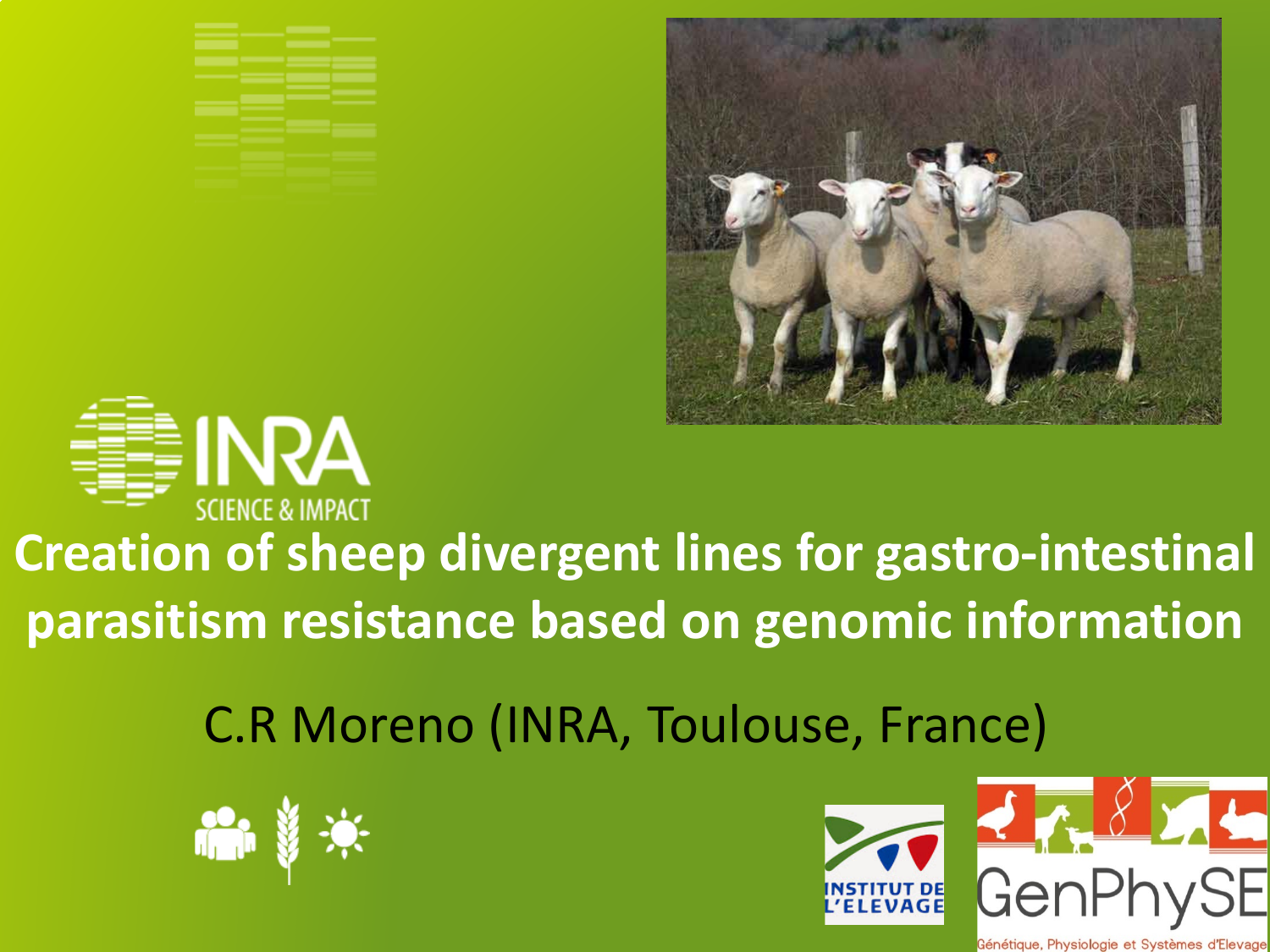# Creation of sheep divergent lines for gastro-intestinal parasitism resistance based on genomic information

C.R Moreno (INRA, Toulouse, France)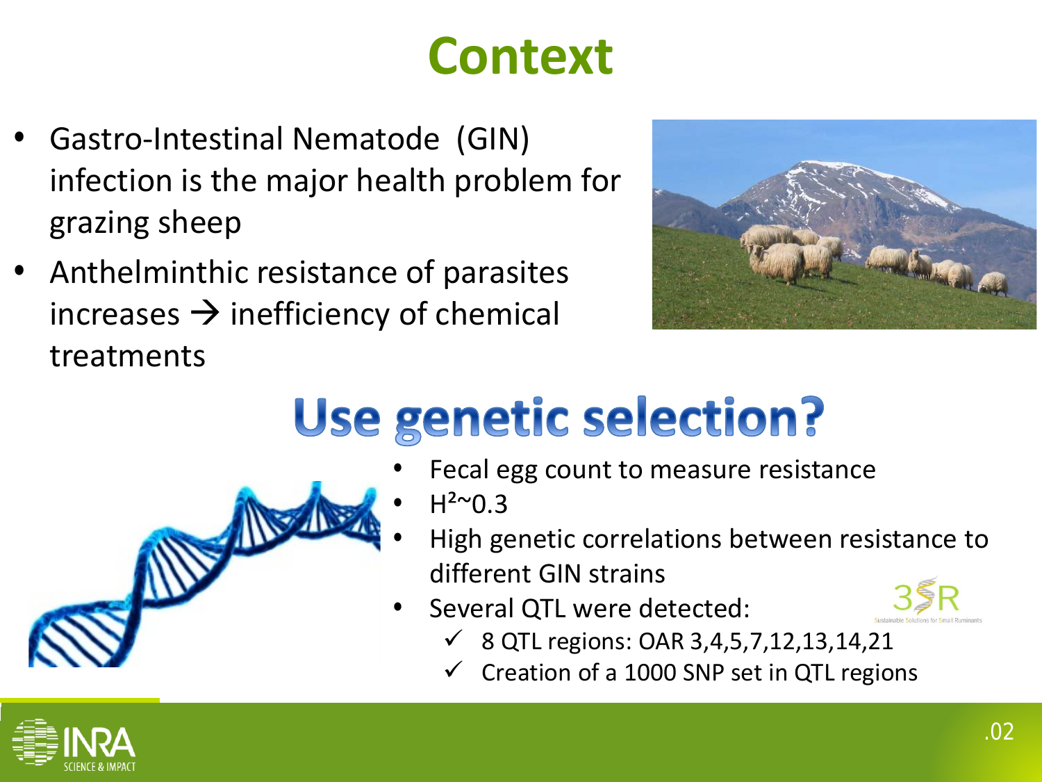# Context

- Gastro-Intestinal Nematode (GIN) infection is the major health problem for grazing sheep
- Anthelminthic resistance of parasites increases → inefficiency of chemical treatments

## Use genetic selection?

- Fecal egg count to measure resistance
- $H^2$~0.3
- High genetic correlations between resistance to different GIN strains
- Several QTL were detected:
  - ✓ 8 QTL regions: OAR 3,4,5,7,12,13,14,21
  - ✓ Creation of a 1000 SNP set in QTL regions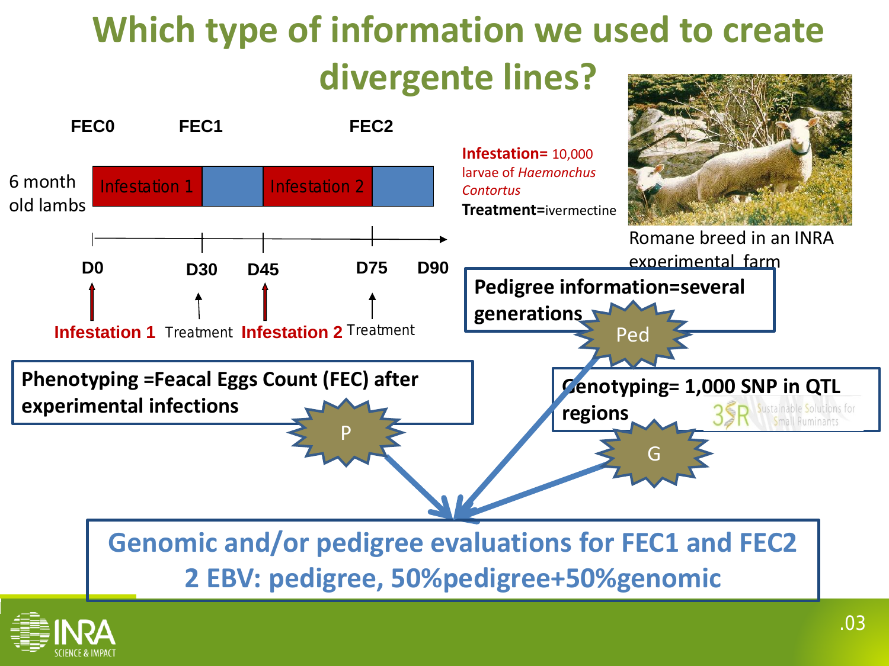# Which type of information we used to create divergente lines?

FEC0 FEC1 FEC2

6 month old lambs

Infestation 1 | Infestation 2

D0 D30 D45 D75 D90

Infestation 1 Treatment Infestation 2 Treatment

**Infestation=** 10,000 larvae of *Haemonchus Contortus*

**Treatment=**ivermectine

Romane breed in an INRA experimental farm

**Pedigree information=several generations**

Ped

**Phenotyping =Feacal Eggs Count (FEC) after experimental infections**

P

**Genotyping= 1,000 SNP in QTL regions**

3SR Sustainable Solutions for Small Ruminants

G

**Genomic and/or pedigree evaluations for FEC1 and FEC2**

**2 EBV: pedigree, 50%pedigree+50%genomic**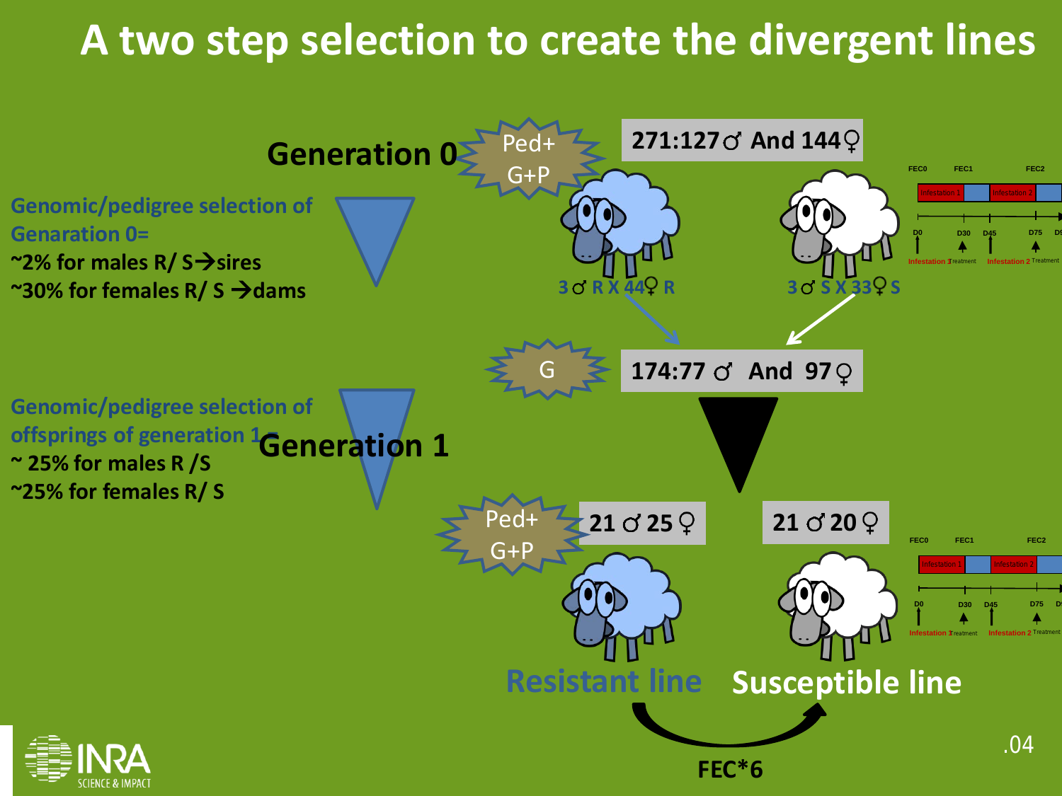# A two step selection to create the divergent lines

**Generation 0**

Genomic/pedigree selection of Genaration 0=

~2% for males R/ S→sires

~30% for females R/ S →dams

Ped+ G+P

271:127♂ And 144♀

3♂ R X 44♀ R

3♂ S X 33♀ S

G

174:77 ♂ And 97♀

**Generation 1**

Genomic/pedigree selection of offsprings of generation 1=

~ 25% for males R /S

~25% for females R/ S

Ped+ G+P

21 ♂ 25 ♀

21 ♂ 20 ♀

FEC0 FEC1 FEC2

Infestation 1 Infestation 2

D0 D30 D45 D75

Infestation 1 Treatment Infestation 2 Treatment

**Resistant line** **Susceptible line**

FEC*6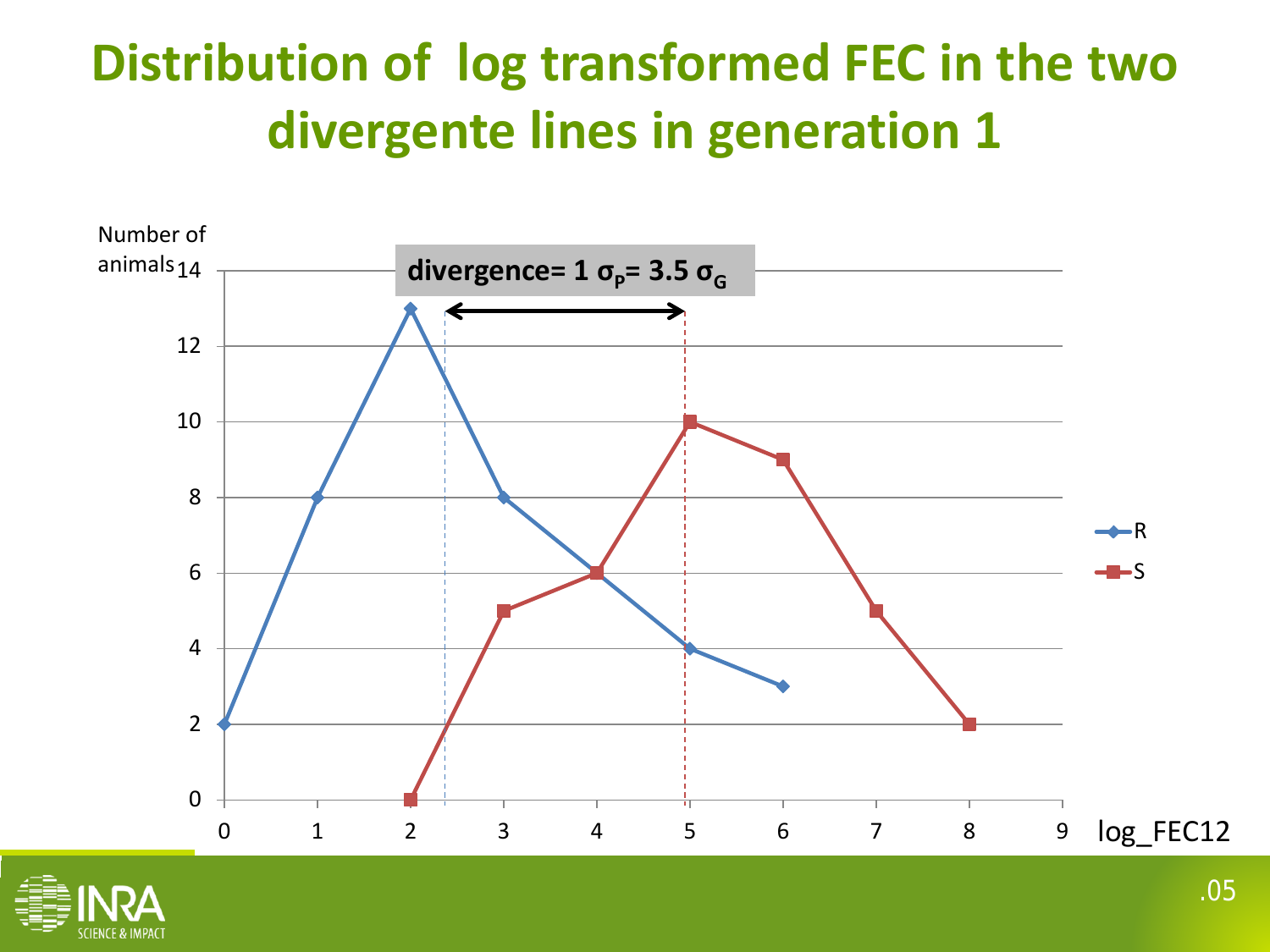# Distribution of log transformed FEC in the two divergente lines in generation 1

Number of animals

divergence= 1 $\sigma_P$= 3.5 $\sigma_G$

| log_FEC12 | R | S |
|---|---|---|
| 0 | 2 | |
| 1 | 8 | |
| 2 | 13 | 0 |
| 3 | 8 | 5 |
| 4 | 6 | 6 |
| 5 | 4 | 10 |
| 6 | 3 | 9 |
| 7 | | 5 |
| 8 | | 2 |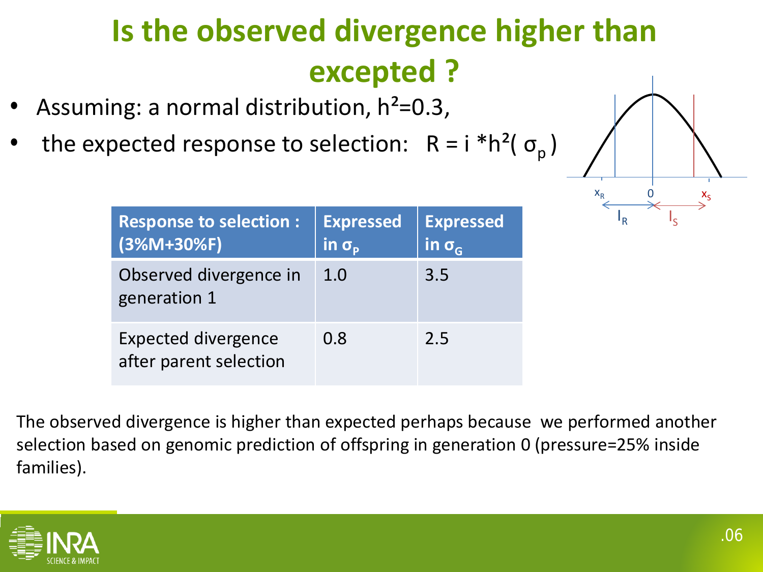# Is the observed divergence higher than excepted ?

- Assuming: a normal distribution, $h^2=0.3$,
- the expected response to selection: $R = i * h^2(\sigma_p)$

| Response to selection : (3%M+30%F) | Expressed in $\sigma_P$ | Expressed in $\sigma_G$ |
|---|---|---|
| Observed divergence in generation 1 | 1.0 | 3.5 |
| Expected divergence after parent selection | 0.8 | 2.5 |

The observed divergence is higher than expected perhaps because we performed another selection based on genomic prediction of offspring in generation 0 (pressure=25% inside families).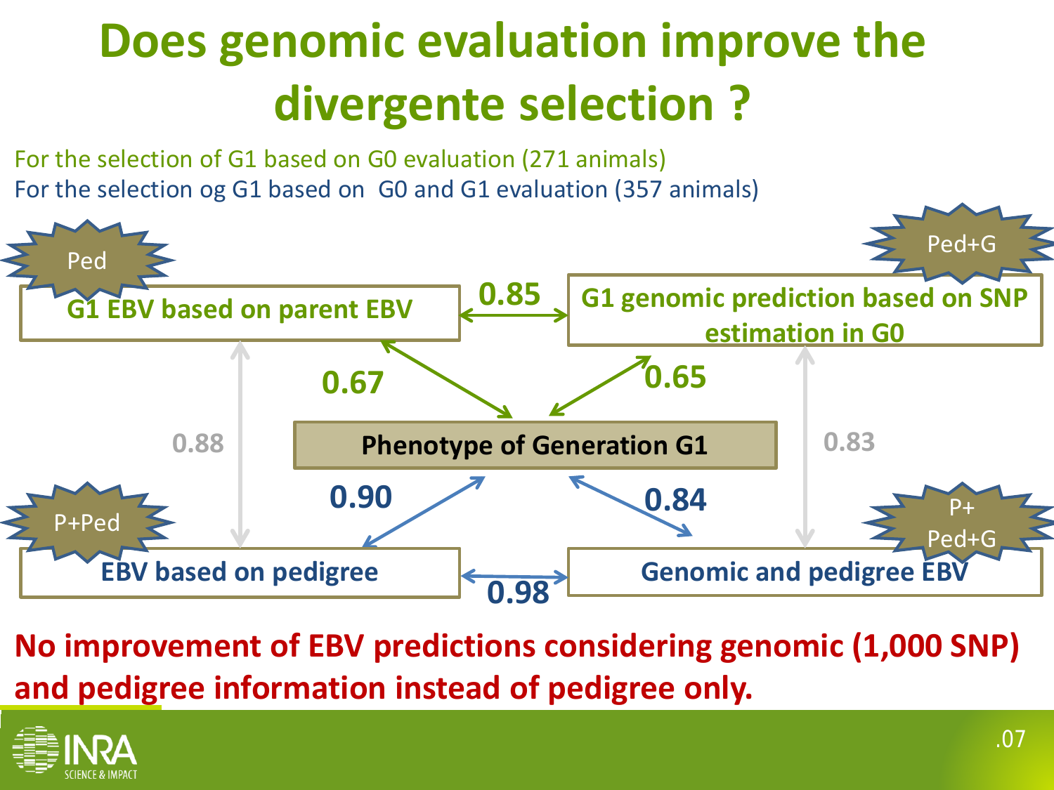# Does genomic evaluation improve the divergente selection ?

For the selection of G1 based on G0 evaluation (271 animals)

For the selection og G1 based on  G0 and G1 evaluation (357 animals)

Ped

**G1 EBV based on parent EBV**

**0.85**

Ped+G

**G1 genomic prediction based on SNP estimation in G0**

**0.67**

**0.65**

0.88

**Phenotype of Generation G1**

0.83

**0.90**

**0.84**

P+Ped

**EBV based on pedigree**

**0.98**

P+ Ped+G

**Genomic and pedigree EBV**

**No improvement of EBV predictions considering genomic (1,000 SNP) and pedigree information instead of pedigree only.**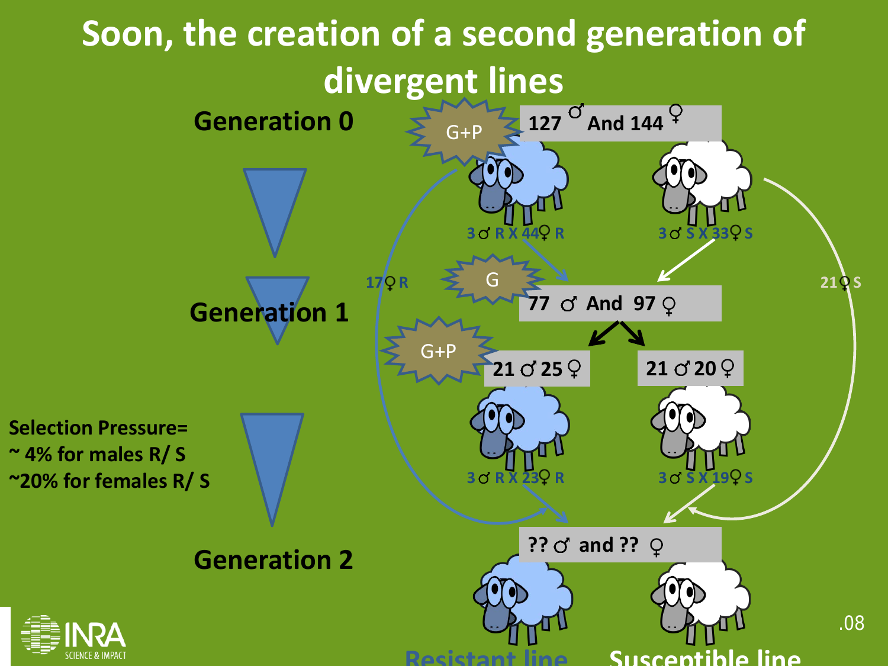# Soon, the creation of a second generation of divergent lines

**Generation 0**

G+P

127 ♂ And 144 ♀

3 ♂ R X 44♀ R

3 ♂ S X 33♀ S

**Generation 1**

17♀ R

G

77 ♂ And 97 ♀

21♀ S

G+P

21 ♂ 25 ♀

21 ♂ 20 ♀

3 ♂ R X 23♀ R

3 ♂ S X 19♀ S

**Selection Pressure=**
**~ 4% for males R/ S**
**~20% for females R/ S**

**Generation 2**

?? ♂ and ?? ♀

Resistant line

Susceptible line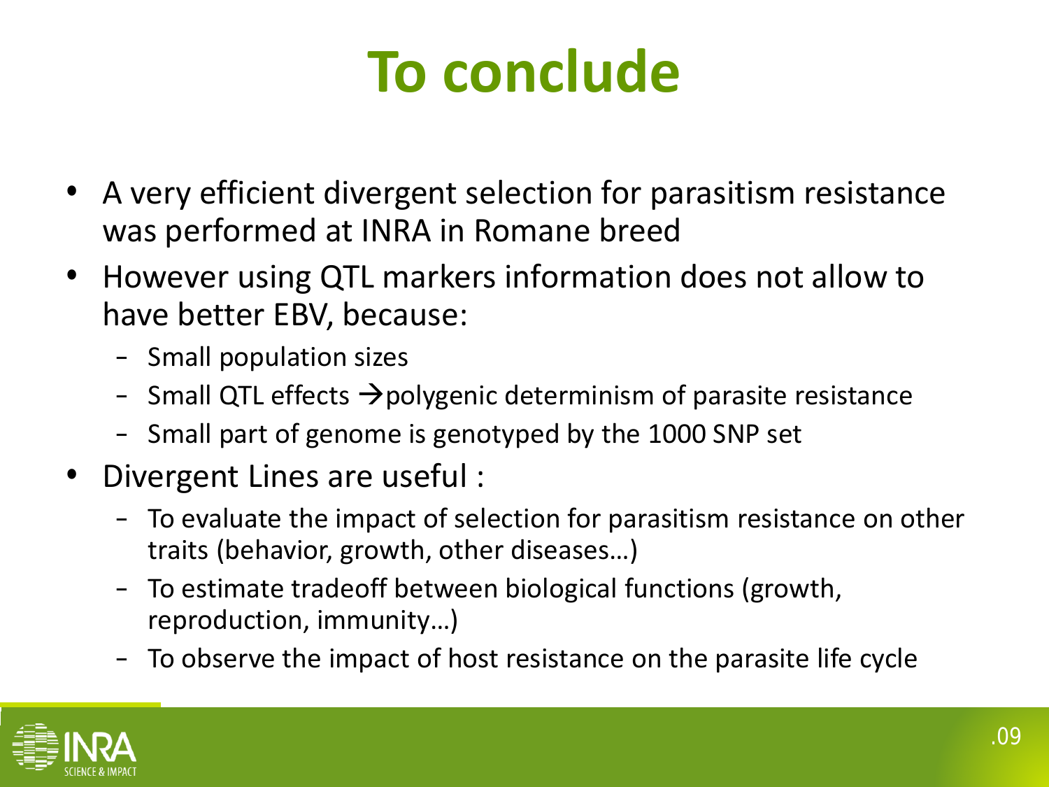# To conclude

- A very efficient divergent selection for parasitism resistance was performed at INRA in Romane breed
- However using QTL markers information does not allow to have better EBV, because:
  - Small population sizes
  - Small QTL effects →polygenic determinism of parasite resistance
  - Small part of genome is genotyped by the 1000 SNP set
- Divergent Lines are useful :
  - To evaluate the impact of selection for parasitism resistance on other traits (behavior, growth, other diseases…)
  - To estimate tradeoff between biological functions (growth, reproduction, immunity…)
  - To observe the impact of host resistance on the parasite life cycle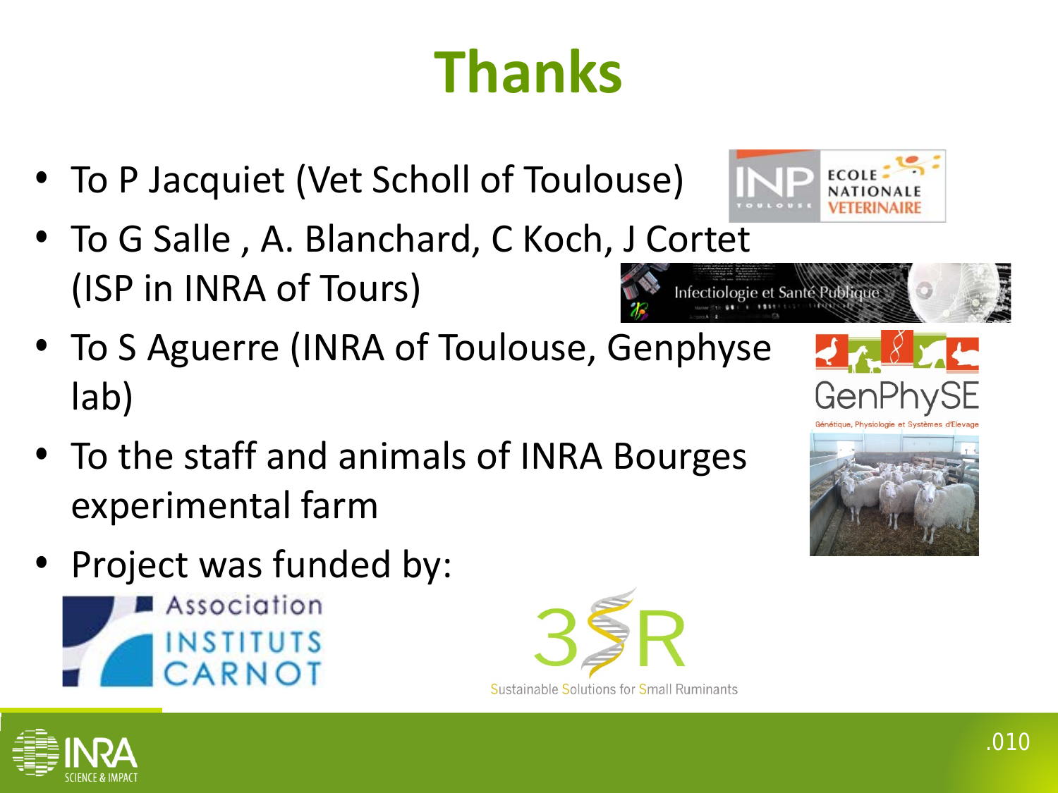# Thanks

- To P Jacquiet (Vet Scholl of Toulouse)
- To G Salle , A. Blanchard, C Koch, J Cortet (ISP in INRA of Tours)
- To S Aguerre (INRA of Toulouse, Genphyse lab)
- To the staff and animals of INRA Bourges experimental farm
- Project was funded by: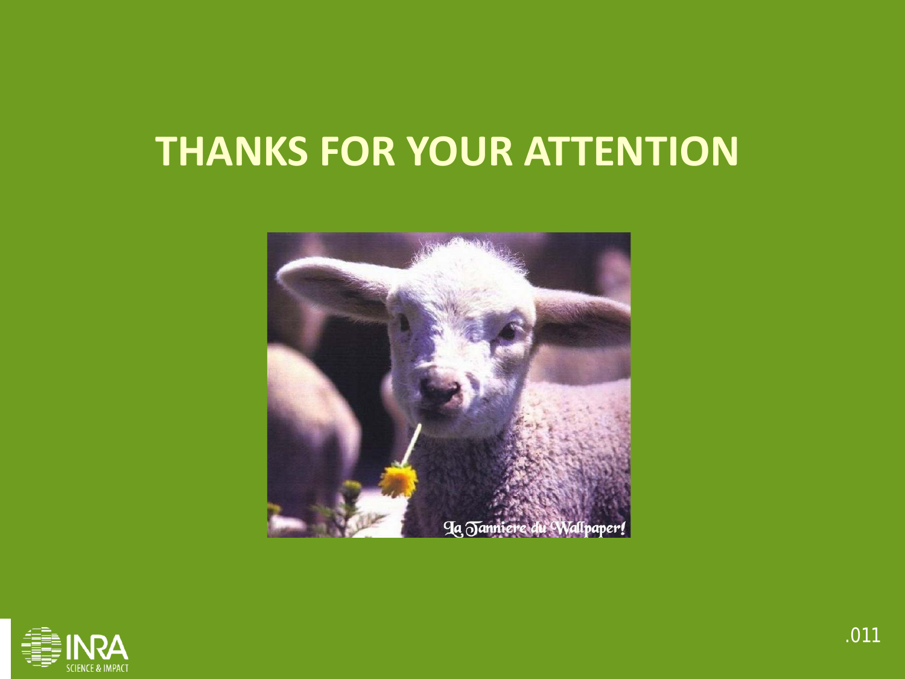# THANKS FOR YOUR ATTENTION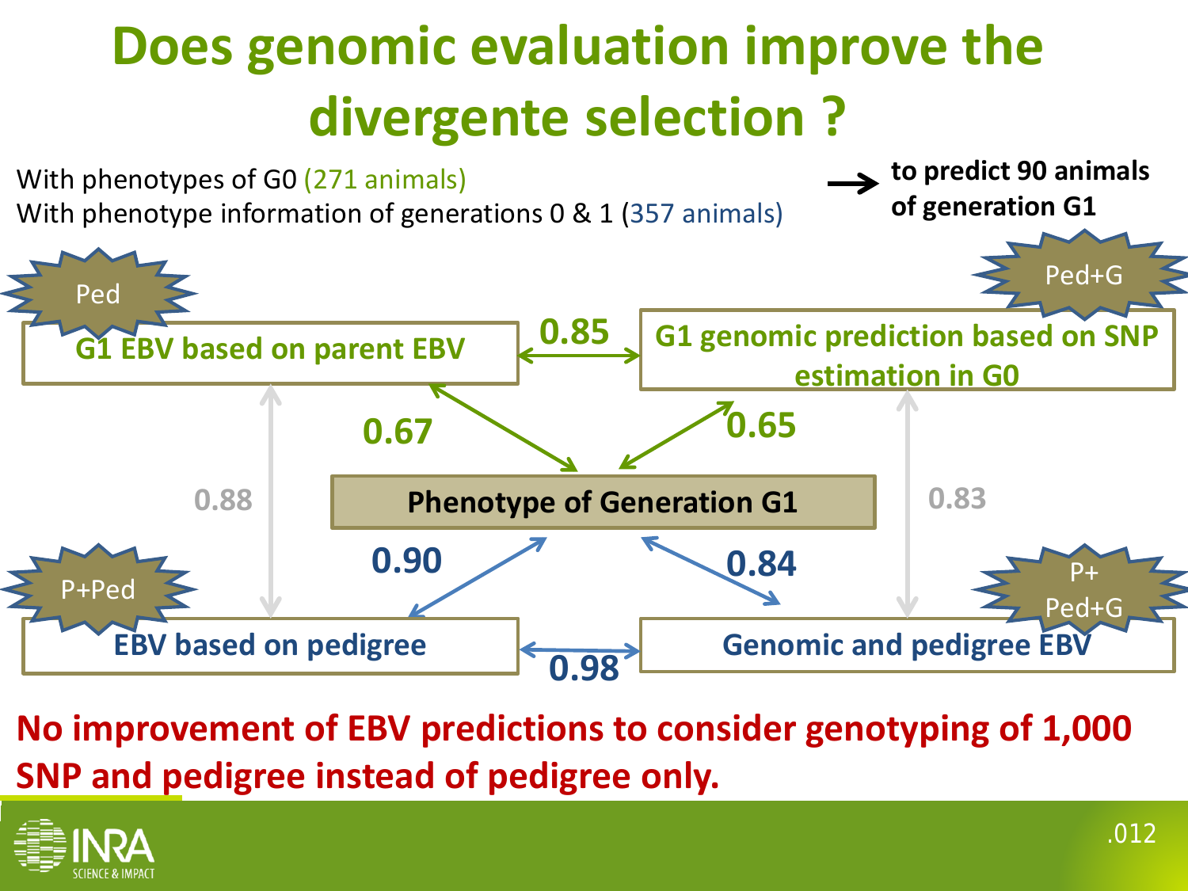# Does genomic evaluation improve the divergente selection ?

With phenotypes of G0 (271 animals)
With phenotype information of generations 0 & 1 (357 animals)

→ **to predict 90 animals of generation G1**

Ped

**G1 EBV based on parent EBV**

**0.85**

Ped+G

**G1 genomic prediction based on SNP estimation in G0**

**0.67**

**0.65**

0.88

**Phenotype of Generation G1**

0.83

**0.90**

**0.84**

P+Ped

**EBV based on pedigree**

**0.98**

P+ Ped+G

**Genomic and pedigree EBV**

**No improvement of EBV predictions to consider genotyping of 1,000 SNP and pedigree instead of pedigree only.**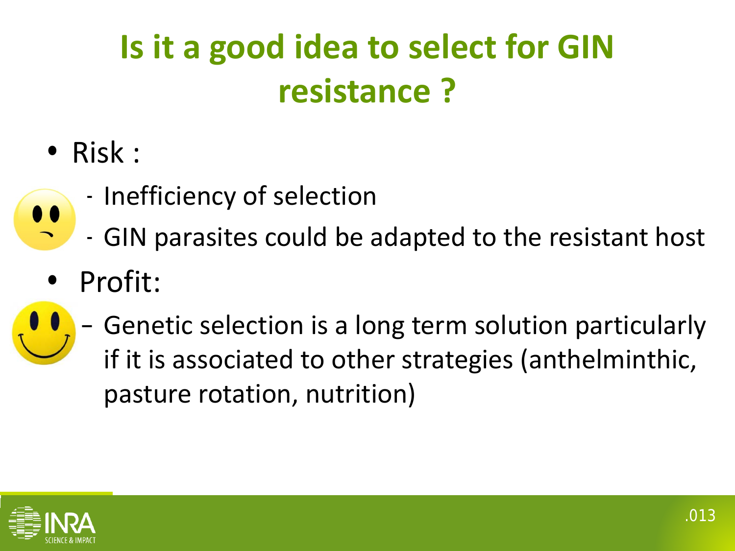# Is it a good idea to select for GIN resistance ?

- Risk :
  - Inefficiency of selection
  - GIN parasites could be adapted to the resistant host
- Profit:
  - Genetic selection is a long term solution particularly if it is associated to other strategies (anthelminthic, pasture rotation, nutrition)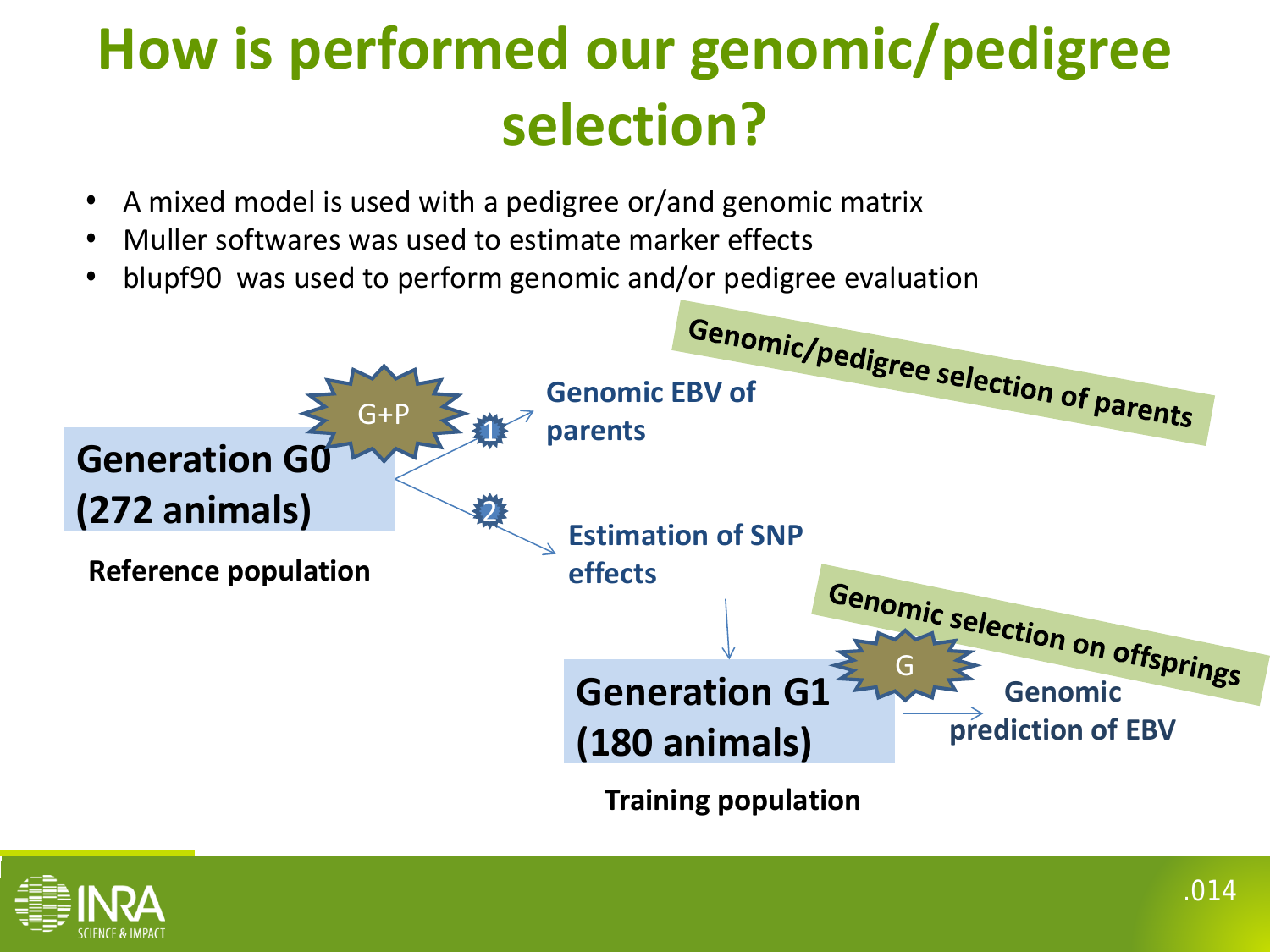# How is performed our genomic/pedigree selection?

- A mixed model is used with a pedigree or/and genomic matrix
- Muller softwares was used to estimate marker effects
- blupf90 was used to perform genomic and/or pedigree evaluation

Genomic/pedigree selection of parents

G+P

**Generation G0 (272 animals)**

**Reference population**

1 Genomic EBV of parents

2 Estimation of SNP effects

Genomic selection on offsprings

G

**Generation G1 (180 animals)**

**Training population**

Genomic prediction of EBV